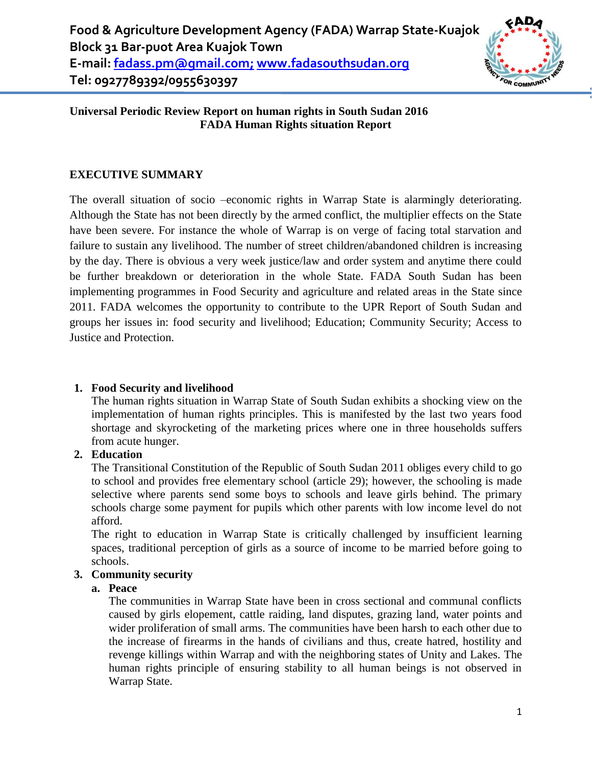**Food & Agriculture Development Agency (FADA) Warrap State-Kuajok**
**Block 31 Bar-puot Area Kuajok Town**
**E-mail: fadass.pm@gmail.com; www.fadasouthsudan.org**
**Tel: 0927789392/0955630397**

# Universal Periodic Review Report on human rights in South Sudan 2016
## FADA Human Rights situation Report

## EXECUTIVE SUMMARY

The overall situation of socio –economic rights in Warrap State is alarmingly deteriorating. Although the State has not been directly by the armed conflict, the multiplier effects on the State have been severe. For instance the whole of Warrap is on verge of facing total starvation and failure to sustain any livelihood. The number of street children/abandoned children is increasing by the day. There is obvious a very week justice/law and order system and anytime there could be further breakdown or deterioration in the whole State. FADA South Sudan has been implementing programmes in Food Security and agriculture and related areas in the State since 2011. FADA welcomes the opportunity to contribute to the UPR Report of South Sudan and groups her issues in: food security and livelihood; Education; Community Security; Access to Justice and Protection.

1. **Food Security and livelihood**
   The human rights situation in Warrap State of South Sudan exhibits a shocking view on the implementation of human rights principles. This is manifested by the last two years food shortage and skyrocketing of the marketing prices where one in three households suffers from acute hunger.
2. **Education**
   The Transitional Constitution of the Republic of South Sudan 2011 obliges every child to go to school and provides free elementary school (article 29); however, the schooling is made selective where parents send some boys to schools and leave girls behind. The primary schools charge some payment for pupils which other parents with low income level do not afford.
   The right to education in Warrap State is critically challenged by insufficient learning spaces, traditional perception of girls as a source of income to be married before going to schools.
3. **Community security**
   a. **Peace**
      The communities in Warrap State have been in cross sectional and communal conflicts caused by girls elopement, cattle raiding, land disputes, grazing land, water points and wider proliferation of small arms. The communities have been harsh to each other due to the increase of firearms in the hands of civilians and thus, create hatred, hostility and revenge killings within Warrap and with the neighboring states of Unity and Lakes. The human rights principle of ensuring stability to all human beings is not observed in Warrap State.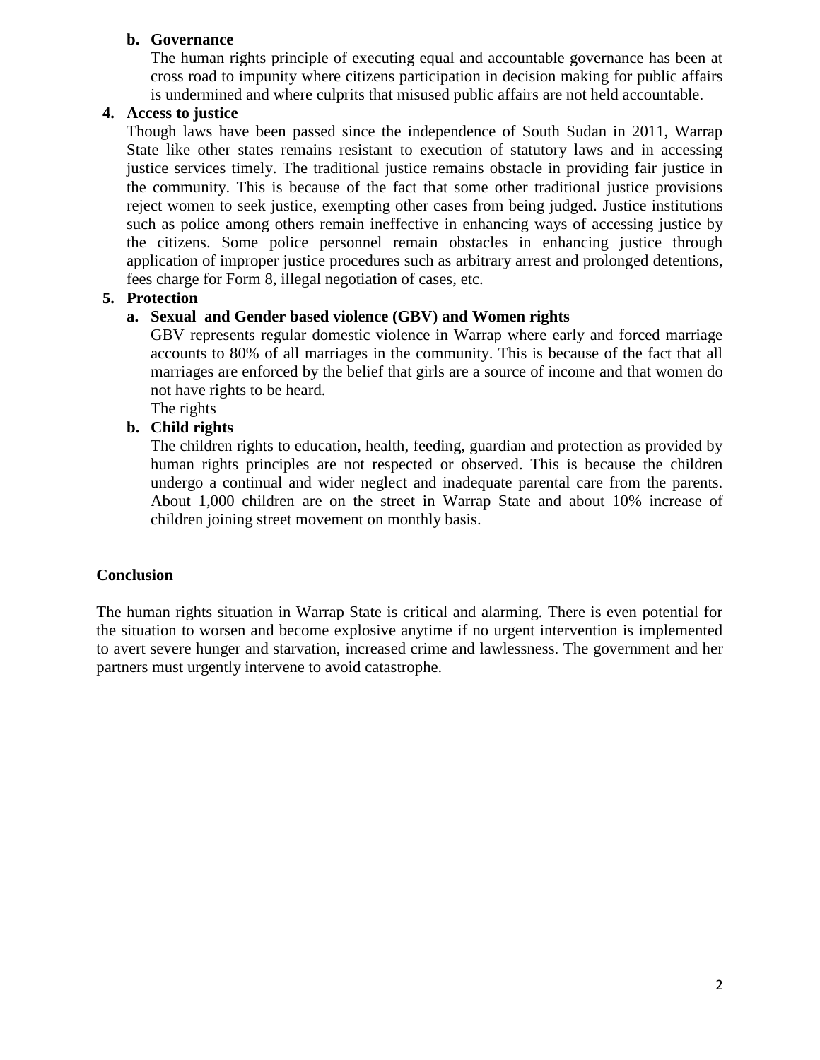**b. Governance**

The human rights principle of executing equal and accountable governance has been at cross road to impunity where citizens participation in decision making for public affairs is undermined and where culprits that misused public affairs are not held accountable.

**4. Access to justice**

Though laws have been passed since the independence of South Sudan in 2011, Warrap State like other states remains resistant to execution of statutory laws and in accessing justice services timely. The traditional justice remains obstacle in providing fair justice in the community. This is because of the fact that some other traditional justice provisions reject women to seek justice, exempting other cases from being judged. Justice institutions such as police among others remain ineffective in enhancing ways of accessing justice by the citizens. Some police personnel remain obstacles in enhancing justice through application of improper justice procedures such as arbitrary arrest and prolonged detentions, fees charge for Form 8, illegal negotiation of cases, etc.

**5. Protection**

**a. Sexual and Gender based violence (GBV) and Women rights**

GBV represents regular domestic violence in Warrap where early and forced marriage accounts to 80% of all marriages in the community. This is because of the fact that all marriages are enforced by the belief that girls are a source of income and that women do not have rights to be heard.

The rights

**b. Child rights**

The children rights to education, health, feeding, guardian and protection as provided by human rights principles are not respected or observed. This is because the children undergo a continual and wider neglect and inadequate parental care from the parents. About 1,000 children are on the street in Warrap State and about 10% increase of children joining street movement on monthly basis.

**Conclusion**

The human rights situation in Warrap State is critical and alarming. There is even potential for the situation to worsen and become explosive anytime if no urgent intervention is implemented to avert severe hunger and starvation, increased crime and lawlessness. The government and her partners must urgently intervene to avoid catastrophe.